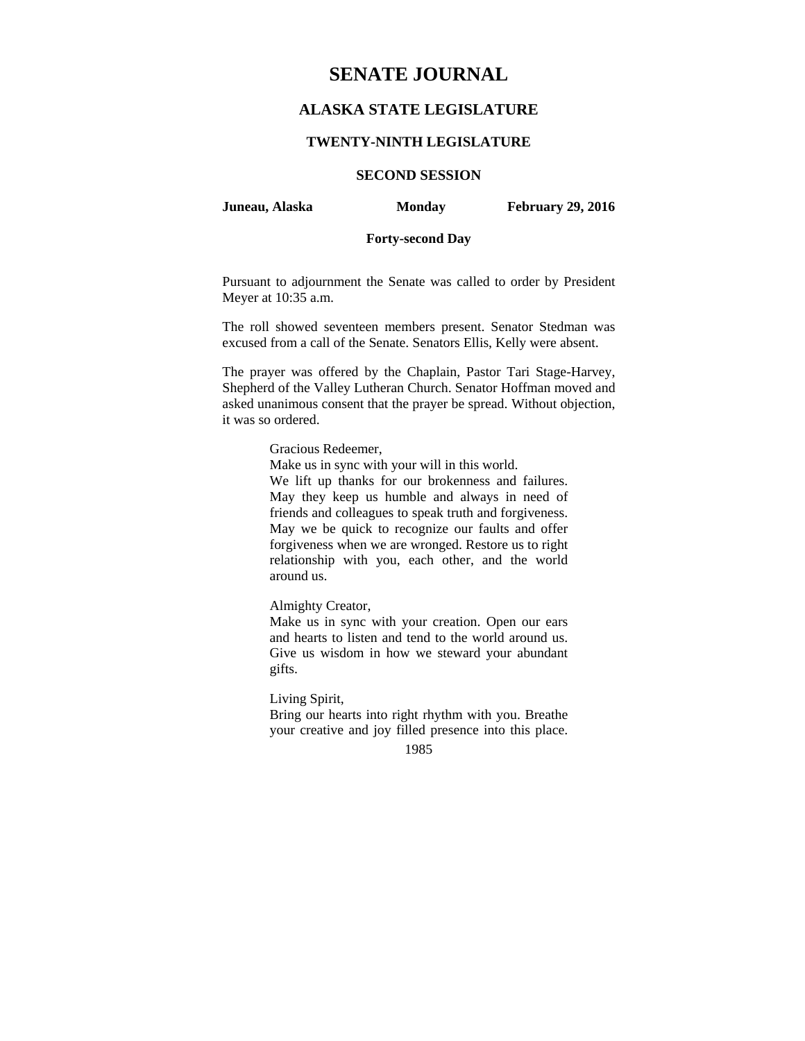# SENATE JOURNAL

## ALASKA STATE LEGISLATURE

### TWENTY-NINTH LEGISLATURE

### SECOND SESSION

**Juneau, Alaska** **Monday** **February 29, 2016**

**Forty-second Day**

Pursuant to adjournment the Senate was called to order by President Meyer at 10:35 a.m.

The roll showed seventeen members present. Senator Stedman was excused from a call of the Senate. Senators Ellis, Kelly were absent.

The prayer was offered by the Chaplain, Pastor Tari Stage-Harvey, Shepherd of the Valley Lutheran Church. Senator Hoffman moved and asked unanimous consent that the prayer be spread. Without objection, it was so ordered.

> Gracious Redeemer,
> Make us in sync with your will in this world.
> We lift up thanks for our brokenness and failures. May they keep us humble and always in need of friends and colleagues to speak truth and forgiveness. May we be quick to recognize our faults and offer forgiveness when we are wronged. Restore us to right relationship with you, each other, and the world around us.
>
> Almighty Creator,
> Make us in sync with your creation. Open our ears and hearts to listen and tend to the world around us. Give us wisdom in how we steward your abundant gifts.
>
> Living Spirit,
> Bring our hearts into right rhythm with you. Breathe your creative and joy filled presence into this place.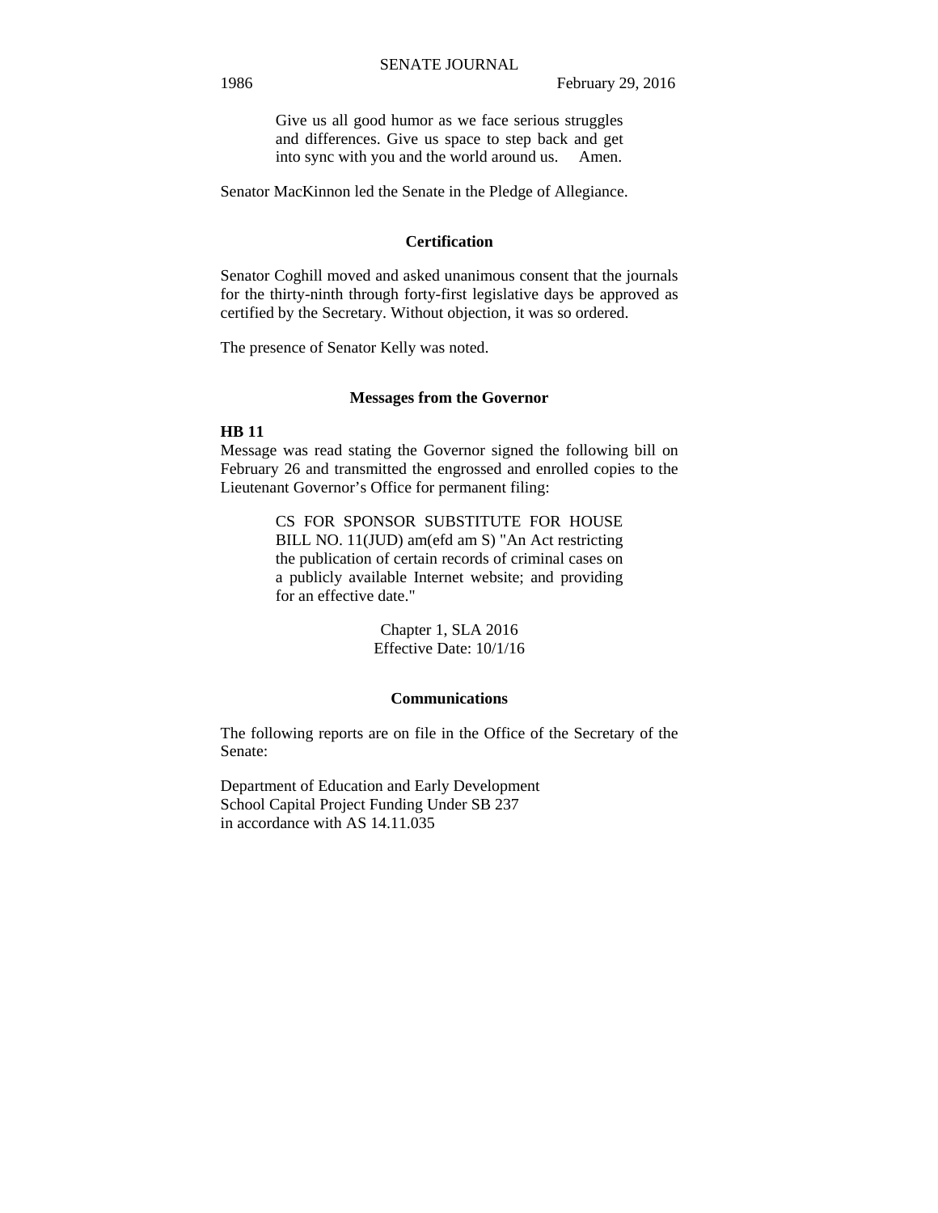Give us all good humor as we face serious struggles and differences. Give us space to step back and get into sync with you and the world around us. Amen.

Senator MacKinnon led the Senate in the Pledge of Allegiance.

### Certification

Senator Coghill moved and asked unanimous consent that the journals for the thirty-ninth through forty-first legislative days be approved as certified by the Secretary. Without objection, it was so ordered.

The presence of Senator Kelly was noted.

### Messages from the Governor

**HB 11**

Message was read stating the Governor signed the following bill on February 26 and transmitted the engrossed and enrolled copies to the Lieutenant Governor's Office for permanent filing:

> CS FOR SPONSOR SUBSTITUTE FOR HOUSE BILL NO. 11(JUD) am(efd am S) "An Act restricting the publication of certain records of criminal cases on a publicly available Internet website; and providing for an effective date."
>
> Chapter 1, SLA 2016
> Effective Date: 10/1/16

### Communications

The following reports are on file in the Office of the Secretary of the Senate:

Department of Education and Early Development
School Capital Project Funding Under SB 237
in accordance with AS 14.11.035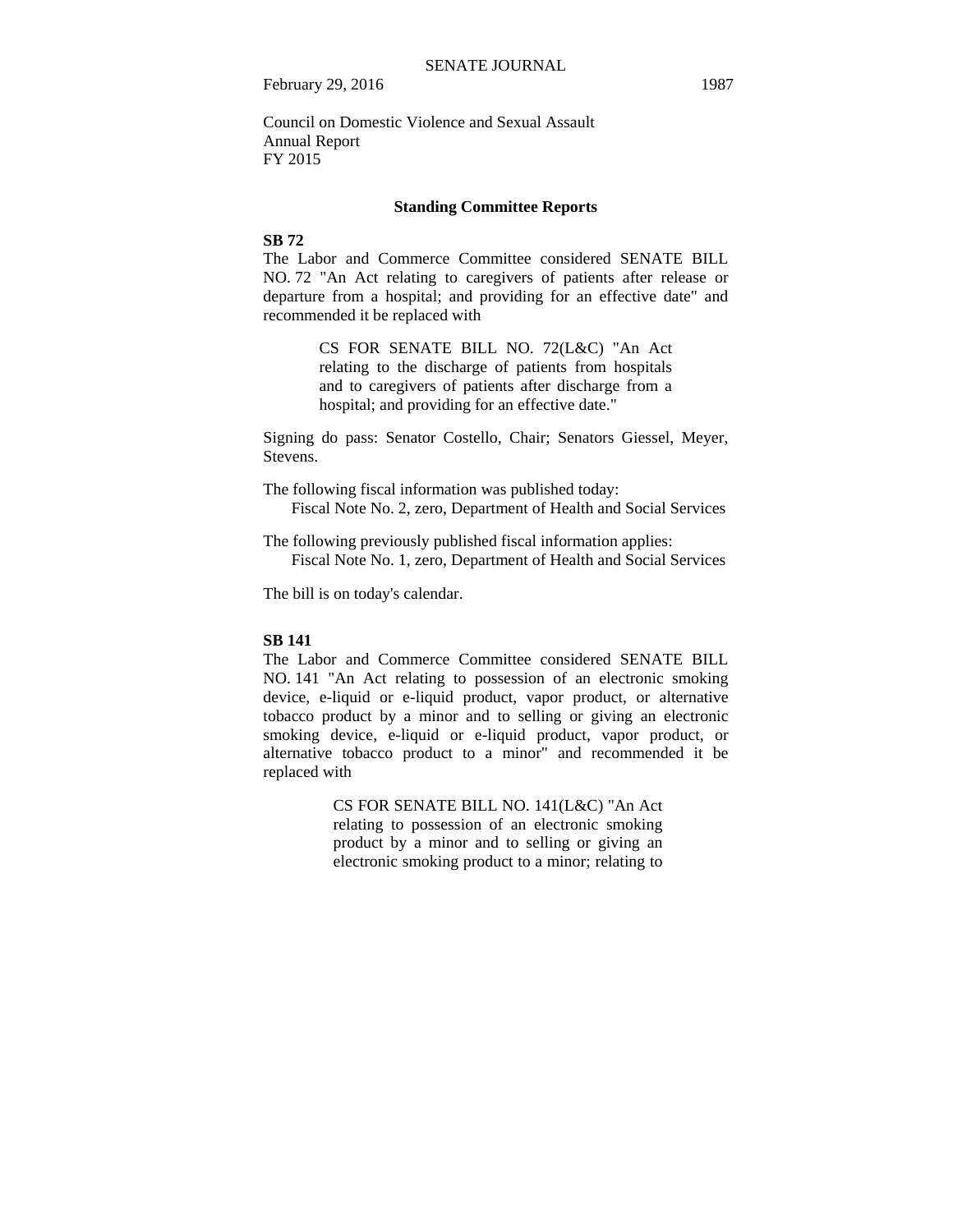Council on Domestic Violence and Sexual Assault
Annual Report
FY 2015

## Standing Committee Reports

**SB 72**

The Labor and Commerce Committee considered SENATE BILL NO. 72 "An Act relating to caregivers of patients after release or departure from a hospital; and providing for an effective date" and recommended it be replaced with

> CS FOR SENATE BILL NO. 72(L&C) "An Act relating to the discharge of patients from hospitals and to caregivers of patients after discharge from a hospital; and providing for an effective date."

Signing do pass: Senator Costello, Chair; Senators Giessel, Meyer, Stevens.

The following fiscal information was published today:
Fiscal Note No. 2, zero, Department of Health and Social Services

The following previously published fiscal information applies:
Fiscal Note No. 1, zero, Department of Health and Social Services

The bill is on today's calendar.

**SB 141**

The Labor and Commerce Committee considered SENATE BILL NO. 141 "An Act relating to possession of an electronic smoking device, e-liquid or e-liquid product, vapor product, or alternative tobacco product by a minor and to selling or giving an electronic smoking device, e-liquid or e-liquid product, vapor product, or alternative tobacco product to a minor" and recommended it be replaced with

> CS FOR SENATE BILL NO. 141(L&C) "An Act relating to possession of an electronic smoking product by a minor and to selling or giving an electronic smoking product to a minor; relating to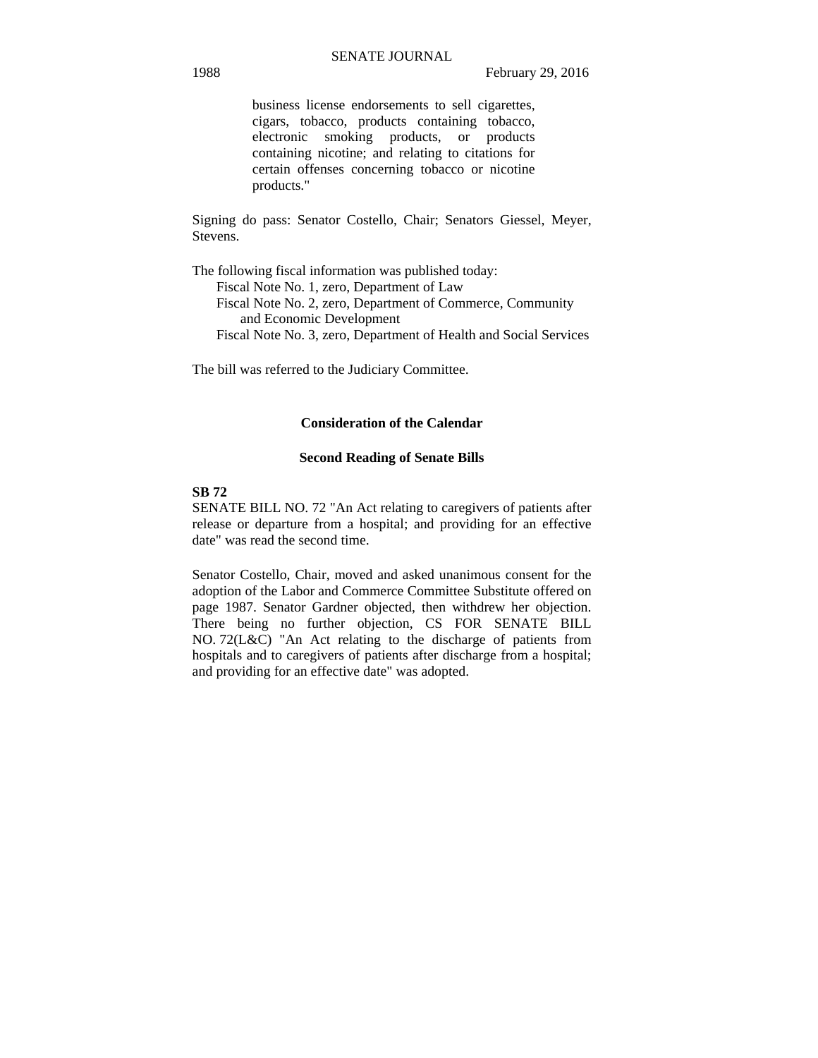business license endorsements to sell cigarettes, cigars, tobacco, products containing tobacco, electronic smoking products, or products containing nicotine; and relating to citations for certain offenses concerning tobacco or nicotine products."

Signing do pass: Senator Costello, Chair; Senators Giessel, Meyer, Stevens.

The following fiscal information was published today:

Fiscal Note No. 1, zero, Department of Law
Fiscal Note No. 2, zero, Department of Commerce, Community and Economic Development
Fiscal Note No. 3, zero, Department of Health and Social Services

The bill was referred to the Judiciary Committee.

## Consideration of the Calendar

### Second Reading of Senate Bills

**SB 72**

SENATE BILL NO. 72 "An Act relating to caregivers of patients after release or departure from a hospital; and providing for an effective date" was read the second time.

Senator Costello, Chair, moved and asked unanimous consent for the adoption of the Labor and Commerce Committee Substitute offered on page 1987. Senator Gardner objected, then withdrew her objection. There being no further objection, CS FOR SENATE BILL NO. 72(L&C) "An Act relating to the discharge of patients from hospitals and to caregivers of patients after discharge from a hospital; and providing for an effective date" was adopted.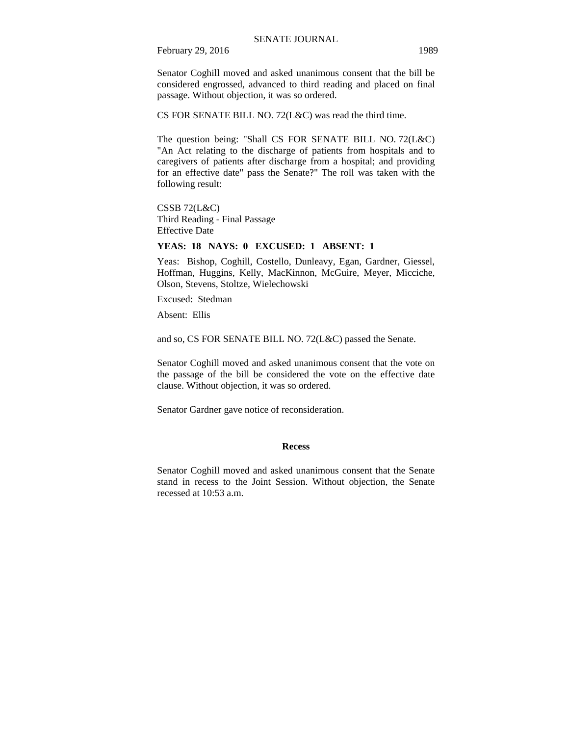Senator Coghill moved and asked unanimous consent that the bill be considered engrossed, advanced to third reading and placed on final passage. Without objection, it was so ordered.

CS FOR SENATE BILL NO. 72(L&C) was read the third time.

The question being: "Shall CS FOR SENATE BILL NO. 72(L&C) "An Act relating to the discharge of patients from hospitals and to caregivers of patients after discharge from a hospital; and providing for an effective date" pass the Senate?" The roll was taken with the following result:

CSSB 72(L&C)
Third Reading - Final Passage
Effective Date

**YEAS: 18 NAYS: 0 EXCUSED: 1 ABSENT: 1**

Yeas: Bishop, Coghill, Costello, Dunleavy, Egan, Gardner, Giessel, Hoffman, Huggins, Kelly, MacKinnon, McGuire, Meyer, Micciche, Olson, Stevens, Stoltze, Wielechowski

Excused: Stedman

Absent: Ellis

and so, CS FOR SENATE BILL NO. 72(L&C) passed the Senate.

Senator Coghill moved and asked unanimous consent that the vote on the passage of the bill be considered the vote on the effective date clause. Without objection, it was so ordered.

Senator Gardner gave notice of reconsideration.

## Recess

Senator Coghill moved and asked unanimous consent that the Senate stand in recess to the Joint Session. Without objection, the Senate recessed at 10:53 a.m.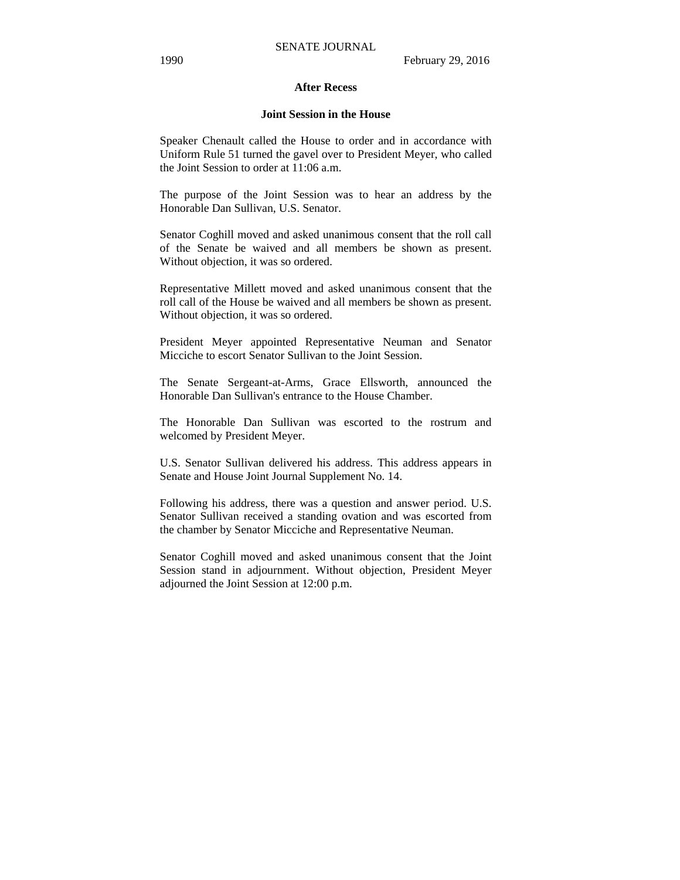**After Recess**

**Joint Session in the House**

Speaker Chenault called the House to order and in accordance with Uniform Rule 51 turned the gavel over to President Meyer, who called the Joint Session to order at 11:06 a.m.

The purpose of the Joint Session was to hear an address by the Honorable Dan Sullivan, U.S. Senator.

Senator Coghill moved and asked unanimous consent that the roll call of the Senate be waived and all members be shown as present. Without objection, it was so ordered.

Representative Millett moved and asked unanimous consent that the roll call of the House be waived and all members be shown as present. Without objection, it was so ordered.

President Meyer appointed Representative Neuman and Senator Micciche to escort Senator Sullivan to the Joint Session.

The Senate Sergeant-at-Arms, Grace Ellsworth, announced the Honorable Dan Sullivan's entrance to the House Chamber.

The Honorable Dan Sullivan was escorted to the rostrum and welcomed by President Meyer.

U.S. Senator Sullivan delivered his address. This address appears in Senate and House Joint Journal Supplement No. 14.

Following his address, there was a question and answer period. U.S. Senator Sullivan received a standing ovation and was escorted from the chamber by Senator Micciche and Representative Neuman.

Senator Coghill moved and asked unanimous consent that the Joint Session stand in adjournment. Without objection, President Meyer adjourned the Joint Session at 12:00 p.m.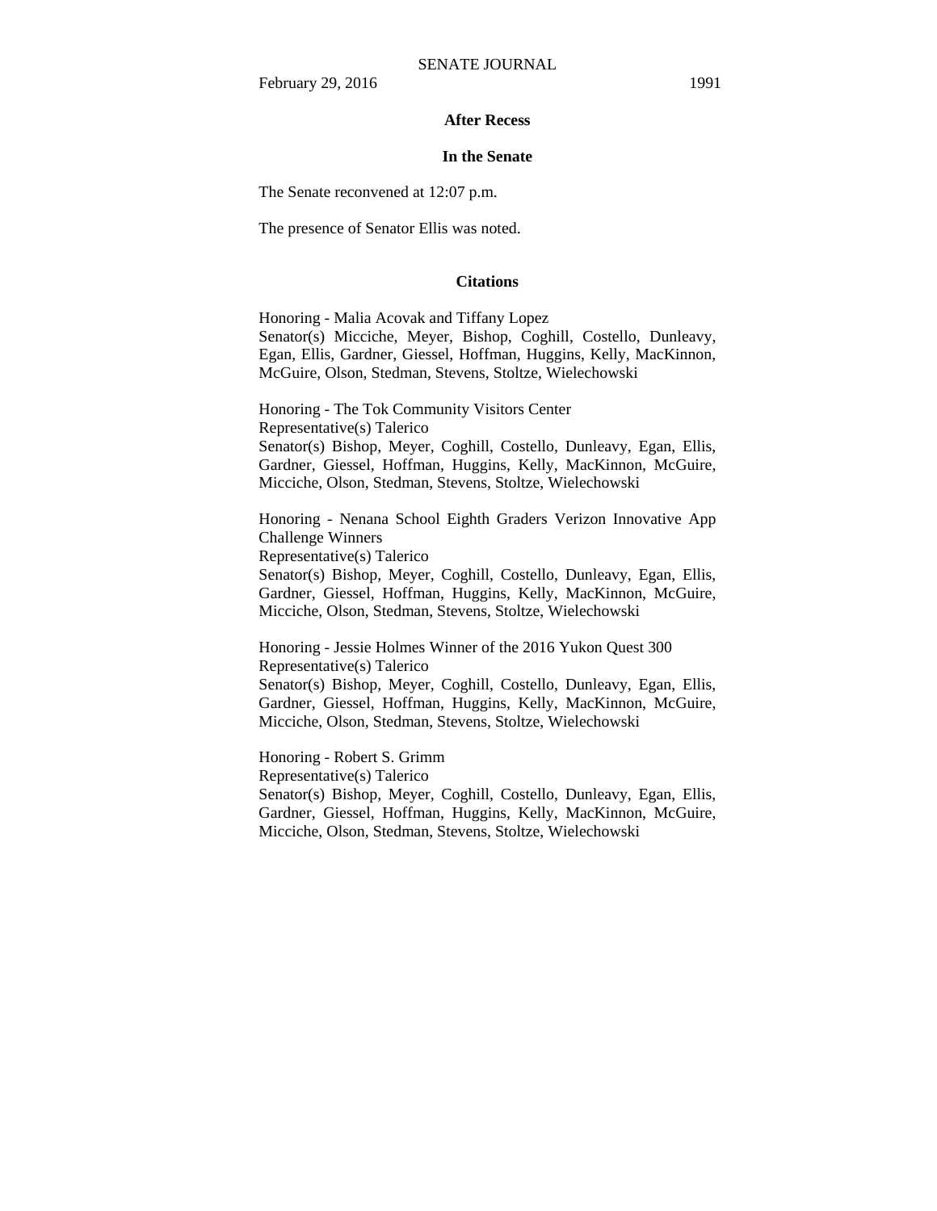**After Recess**

**In the Senate**

The Senate reconvened at 12:07 p.m.

The presence of Senator Ellis was noted.

**Citations**

Honoring - Malia Acovak and Tiffany Lopez
Senator(s) Micciche, Meyer, Bishop, Coghill, Costello, Dunleavy, Egan, Ellis, Gardner, Giessel, Hoffman, Huggins, Kelly, MacKinnon, McGuire, Olson, Stedman, Stevens, Stoltze, Wielechowski

Honoring - The Tok Community Visitors Center
Representative(s) Talerico
Senator(s) Bishop, Meyer, Coghill, Costello, Dunleavy, Egan, Ellis, Gardner, Giessel, Hoffman, Huggins, Kelly, MacKinnon, McGuire, Micciche, Olson, Stedman, Stevens, Stoltze, Wielechowski

Honoring - Nenana School Eighth Graders Verizon Innovative App Challenge Winners
Representative(s) Talerico
Senator(s) Bishop, Meyer, Coghill, Costello, Dunleavy, Egan, Ellis, Gardner, Giessel, Hoffman, Huggins, Kelly, MacKinnon, McGuire, Micciche, Olson, Stedman, Stevens, Stoltze, Wielechowski

Honoring - Jessie Holmes Winner of the 2016 Yukon Quest 300
Representative(s) Talerico
Senator(s) Bishop, Meyer, Coghill, Costello, Dunleavy, Egan, Ellis, Gardner, Giessel, Hoffman, Huggins, Kelly, MacKinnon, McGuire, Micciche, Olson, Stedman, Stevens, Stoltze, Wielechowski

Honoring - Robert S. Grimm
Representative(s) Talerico
Senator(s) Bishop, Meyer, Coghill, Costello, Dunleavy, Egan, Ellis, Gardner, Giessel, Hoffman, Huggins, Kelly, MacKinnon, McGuire, Micciche, Olson, Stedman, Stevens, Stoltze, Wielechowski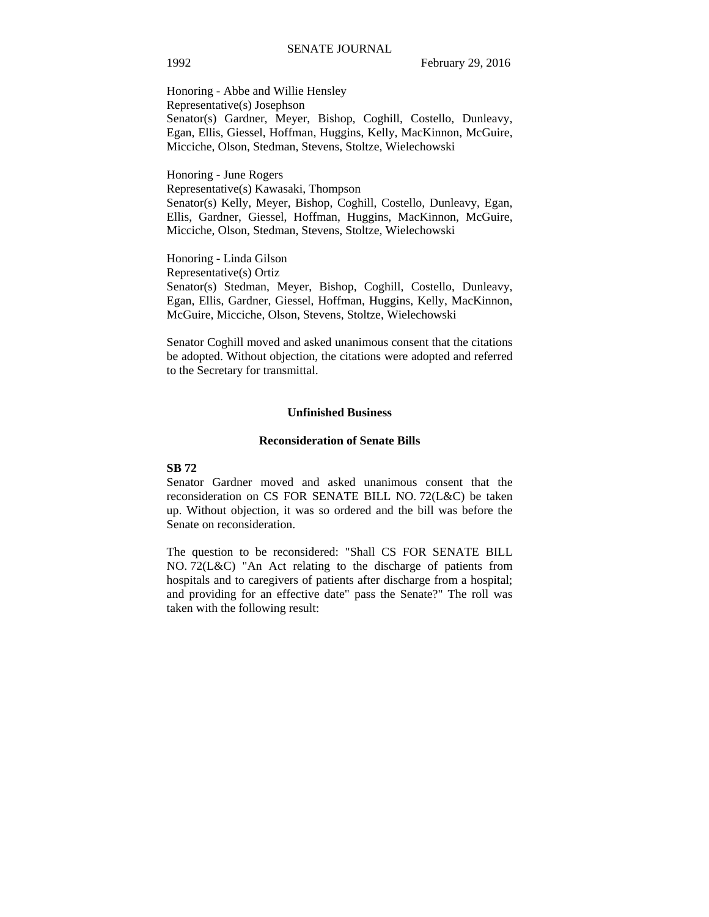Honoring - Abbe and Willie Hensley
Representative(s) Josephson
Senator(s) Gardner, Meyer, Bishop, Coghill, Costello, Dunleavy, Egan, Ellis, Giessel, Hoffman, Huggins, Kelly, MacKinnon, McGuire, Micciche, Olson, Stedman, Stevens, Stoltze, Wielechowski

Honoring - June Rogers
Representative(s) Kawasaki, Thompson
Senator(s) Kelly, Meyer, Bishop, Coghill, Costello, Dunleavy, Egan, Ellis, Gardner, Giessel, Hoffman, Huggins, MacKinnon, McGuire, Micciche, Olson, Stedman, Stevens, Stoltze, Wielechowski

Honoring - Linda Gilson
Representative(s) Ortiz
Senator(s) Stedman, Meyer, Bishop, Coghill, Costello, Dunleavy, Egan, Ellis, Gardner, Giessel, Hoffman, Huggins, Kelly, MacKinnon, McGuire, Micciche, Olson, Stevens, Stoltze, Wielechowski

Senator Coghill moved and asked unanimous consent that the citations be adopted. Without objection, the citations were adopted and referred to the Secretary for transmittal.

## Unfinished Business

### Reconsideration of Senate Bills

**SB 72**
Senator Gardner moved and asked unanimous consent that the reconsideration on CS FOR SENATE BILL NO. 72(L&C) be taken up. Without objection, it was so ordered and the bill was before the Senate on reconsideration.

The question to be reconsidered: "Shall CS FOR SENATE BILL NO. 72(L&C) "An Act relating to the discharge of patients from hospitals and to caregivers of patients after discharge from a hospital; and providing for an effective date" pass the Senate?" The roll was taken with the following result: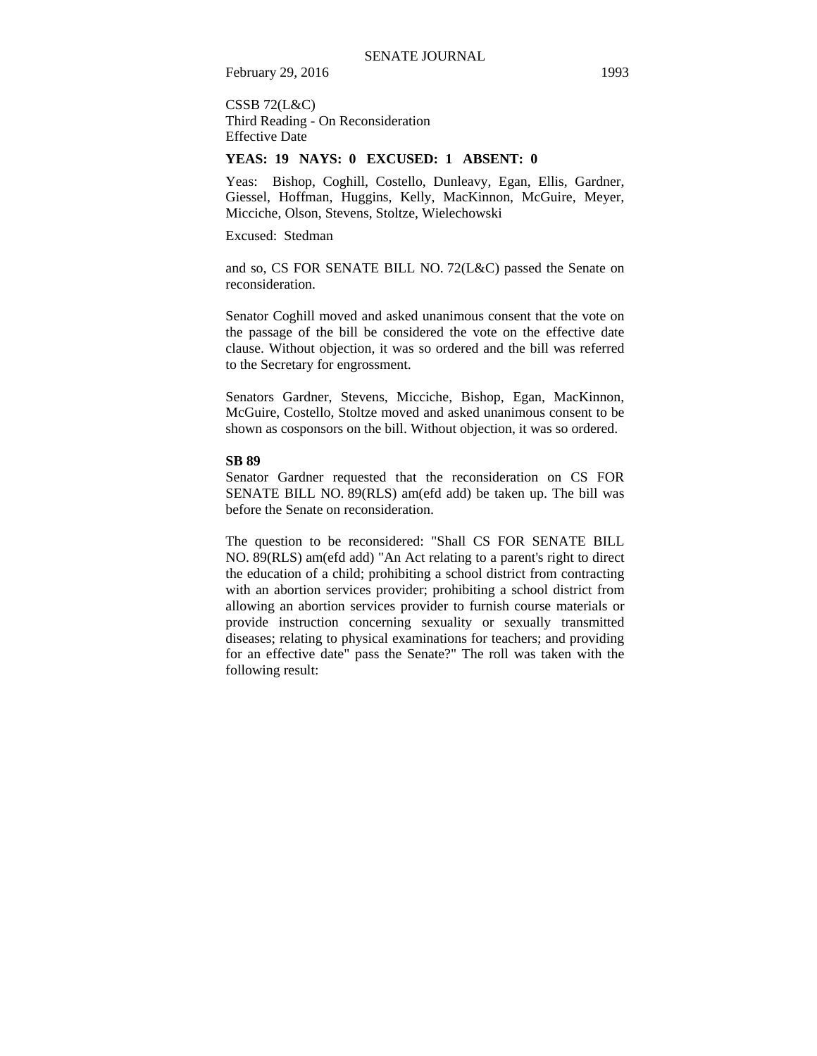CSSB 72(L&C)
Third Reading - On Reconsideration
Effective Date

**YEAS: 19 NAYS: 0 EXCUSED: 1 ABSENT: 0**

Yeas: Bishop, Coghill, Costello, Dunleavy, Egan, Ellis, Gardner, Giessel, Hoffman, Huggins, Kelly, MacKinnon, McGuire, Meyer, Micciche, Olson, Stevens, Stoltze, Wielechowski

Excused: Stedman

and so, CS FOR SENATE BILL NO. 72(L&C) passed the Senate on reconsideration.

Senator Coghill moved and asked unanimous consent that the vote on the passage of the bill be considered the vote on the effective date clause. Without objection, it was so ordered and the bill was referred to the Secretary for engrossment.

Senators Gardner, Stevens, Micciche, Bishop, Egan, MacKinnon, McGuire, Costello, Stoltze moved and asked unanimous consent to be shown as cosponsors on the bill. Without objection, it was so ordered.

**SB 89**

Senator Gardner requested that the reconsideration on CS FOR SENATE BILL NO. 89(RLS) am(efd add) be taken up. The bill was before the Senate on reconsideration.

The question to be reconsidered: "Shall CS FOR SENATE BILL NO. 89(RLS) am(efd add) "An Act relating to a parent's right to direct the education of a child; prohibiting a school district from contracting with an abortion services provider; prohibiting a school district from allowing an abortion services provider to furnish course materials or provide instruction concerning sexuality or sexually transmitted diseases; relating to physical examinations for teachers; and providing for an effective date" pass the Senate?" The roll was taken with the following result: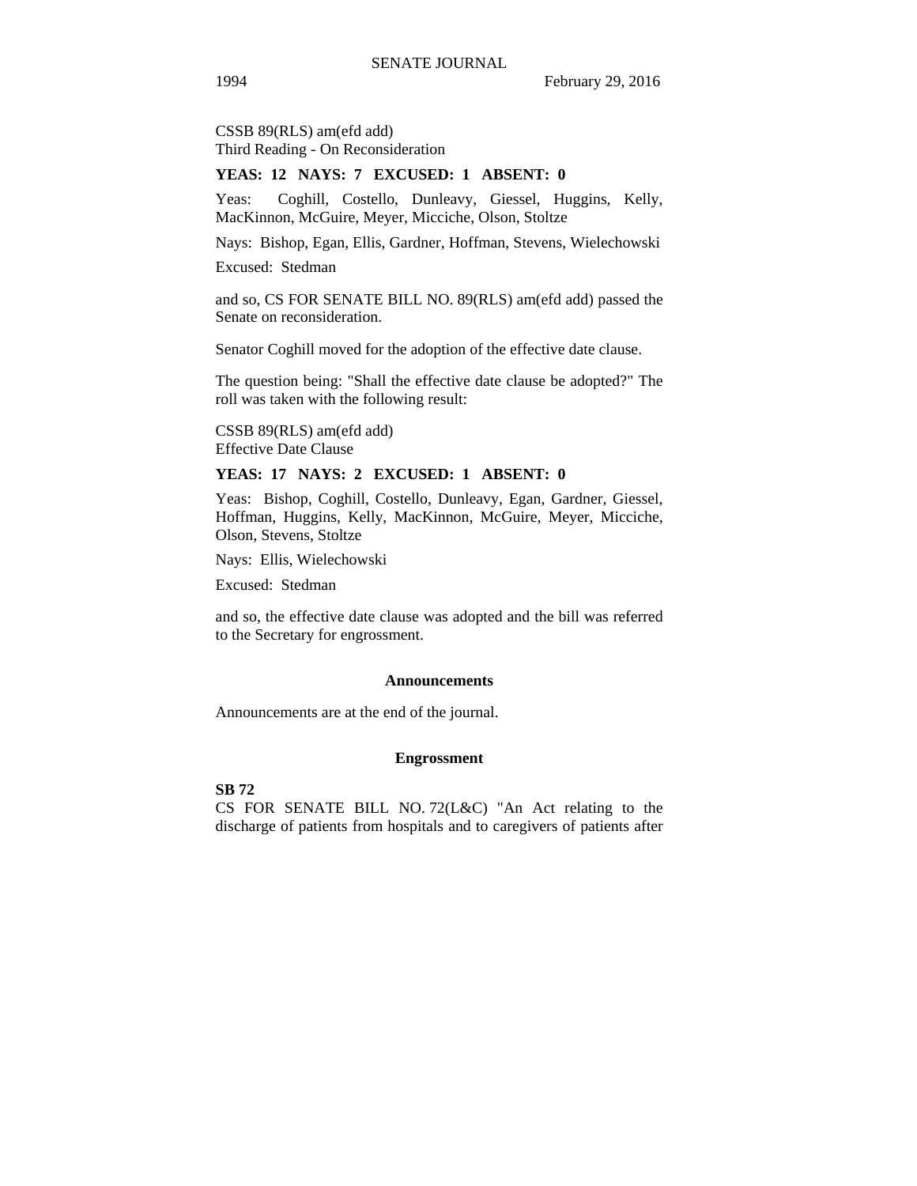CSSB 89(RLS) am(efd add)
Third Reading - On Reconsideration

**YEAS: 12 NAYS: 7 EXCUSED: 1 ABSENT: 0**

Yeas: Coghill, Costello, Dunleavy, Giessel, Huggins, Kelly, MacKinnon, McGuire, Meyer, Micciche, Olson, Stoltze

Nays: Bishop, Egan, Ellis, Gardner, Hoffman, Stevens, Wielechowski

Excused: Stedman

and so, CS FOR SENATE BILL NO. 89(RLS) am(efd add) passed the Senate on reconsideration.

Senator Coghill moved for the adoption of the effective date clause.

The question being: "Shall the effective date clause be adopted?" The roll was taken with the following result:

CSSB 89(RLS) am(efd add)
Effective Date Clause

**YEAS: 17 NAYS: 2 EXCUSED: 1 ABSENT: 0**

Yeas: Bishop, Coghill, Costello, Dunleavy, Egan, Gardner, Giessel, Hoffman, Huggins, Kelly, MacKinnon, McGuire, Meyer, Micciche, Olson, Stevens, Stoltze

Nays: Ellis, Wielechowski

Excused: Stedman

and so, the effective date clause was adopted and the bill was referred to the Secretary for engrossment.

## Announcements

Announcements are at the end of the journal.

## Engrossment

**SB 72**
CS FOR SENATE BILL NO. 72(L&C) "An Act relating to the discharge of patients from hospitals and to caregivers of patients after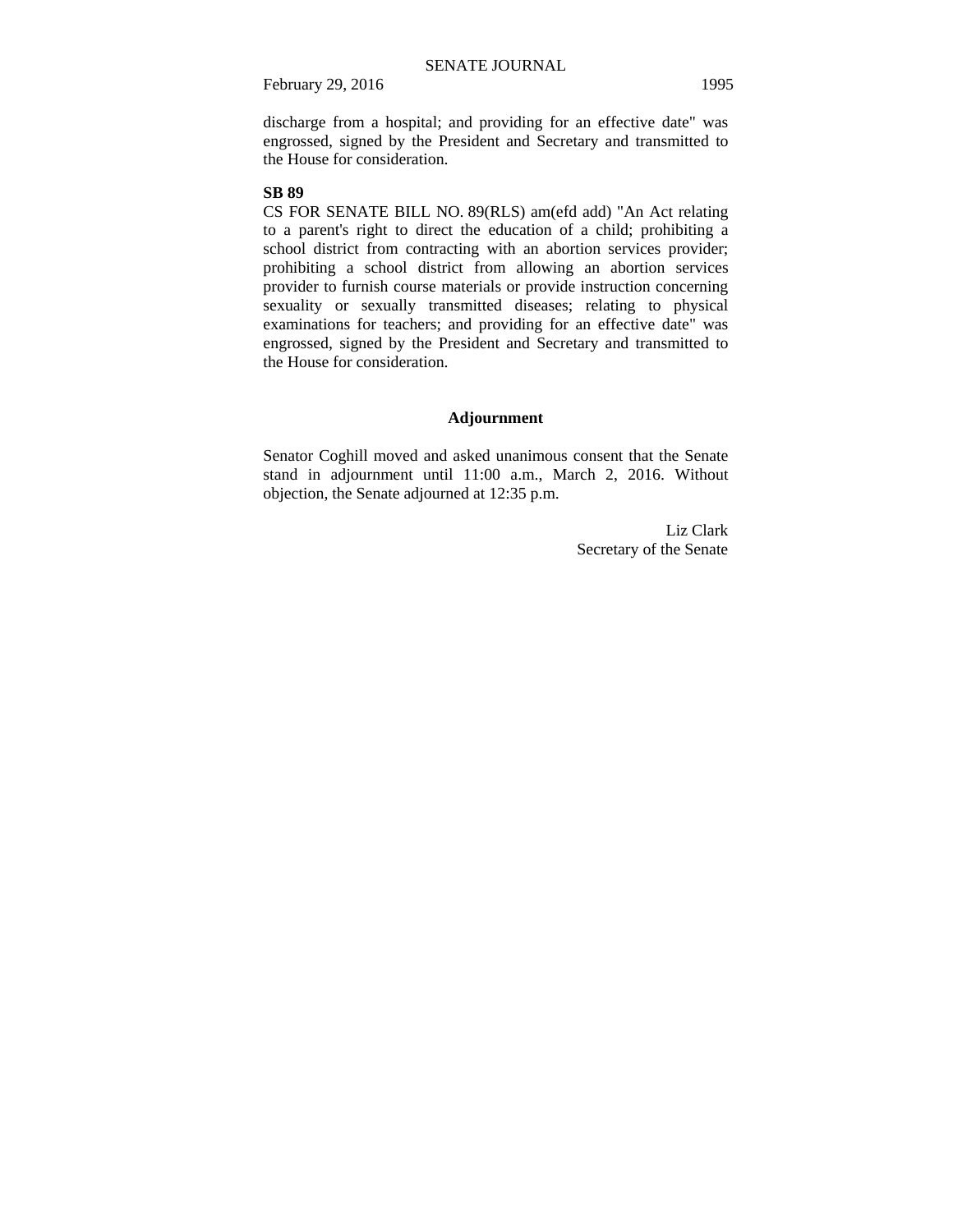discharge from a hospital; and providing for an effective date" was engrossed, signed by the President and Secretary and transmitted to the House for consideration.

**SB 89**

CS FOR SENATE BILL NO. 89(RLS) am(efd add) "An Act relating to a parent's right to direct the education of a child; prohibiting a school district from contracting with an abortion services provider; prohibiting a school district from allowing an abortion services provider to furnish course materials or provide instruction concerning sexuality or sexually transmitted diseases; relating to physical examinations for teachers; and providing for an effective date" was engrossed, signed by the President and Secretary and transmitted to the House for consideration.

## Adjournment

Senator Coghill moved and asked unanimous consent that the Senate stand in adjournment until 11:00 a.m., March 2, 2016. Without objection, the Senate adjourned at 12:35 p.m.

Liz Clark
Secretary of the Senate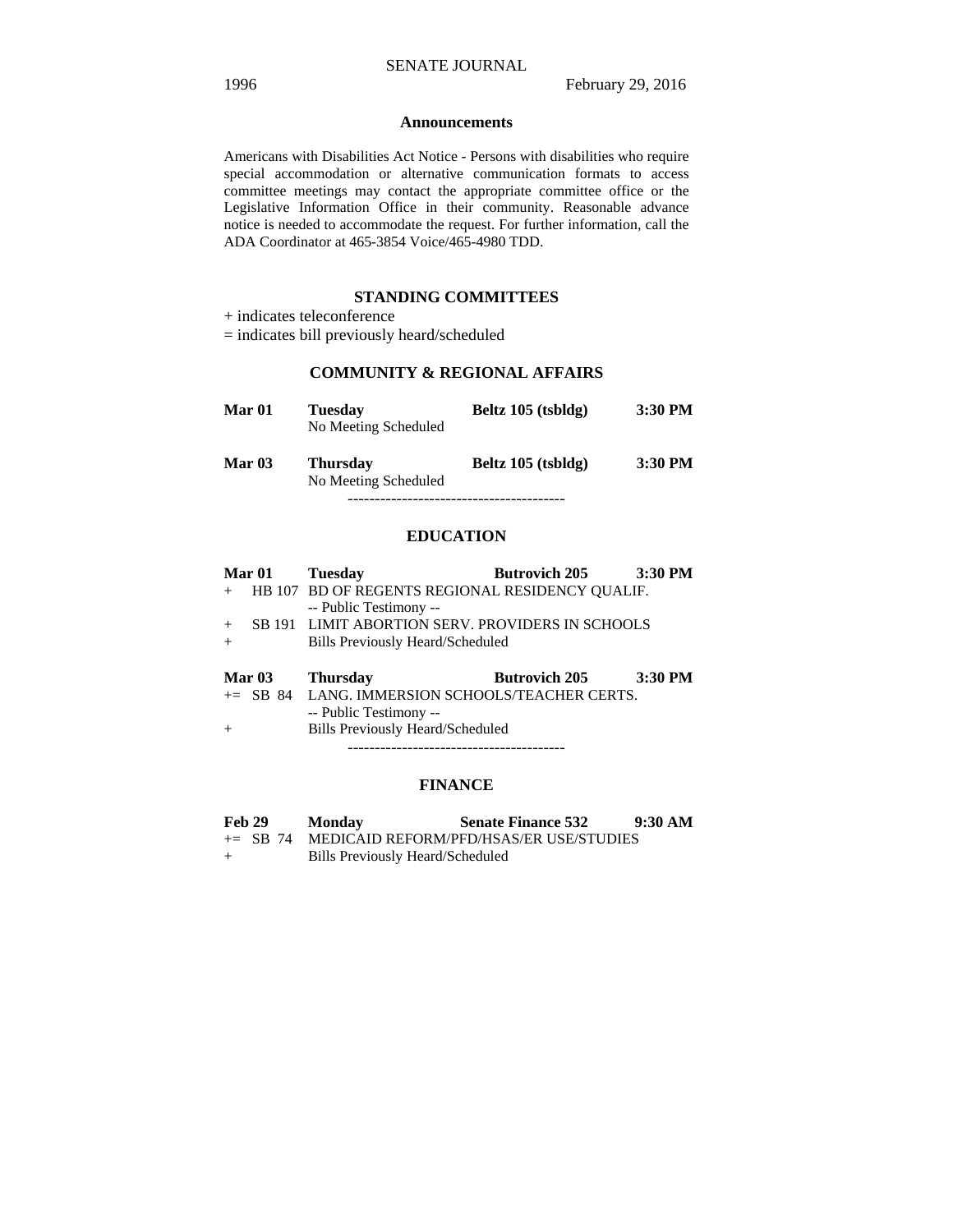## Announcements

Americans with Disabilities Act Notice - Persons with disabilities who require special accommodation or alternative communication formats to access committee meetings may contact the appropriate committee office or the Legislative Information Office in their community. Reasonable advance notice is needed to accommodate the request. For further information, call the ADA Coordinator at 465-3854 Voice/465-4980 TDD.

## STANDING COMMITTEES

+ indicates teleconference

= indicates bill previously heard/scheduled

### COMMUNITY & REGIONAL AFFAIRS

**Mar 01** **Tuesday** **Beltz 105 (tsbldg)** **3:30 PM**
No Meeting Scheduled

**Mar 03** **Thursday** **Beltz 105 (tsbldg)** **3:30 PM**
No Meeting Scheduled

----------------------------------------

### EDUCATION

**Mar 01** **Tuesday** **Butrovich 205** **3:30 PM**

+ HB 107 BD OF REGENTS REGIONAL RESIDENCY QUALIF.
-- Public Testimony --
+ SB 191 LIMIT ABORTION SERV. PROVIDERS IN SCHOOLS
+ Bills Previously Heard/Scheduled

**Mar 03** **Thursday** **Butrovich 205** **3:30 PM**

+= SB 84 LANG. IMMERSION SCHOOLS/TEACHER CERTS.
-- Public Testimony --
+ Bills Previously Heard/Scheduled

----------------------------------------

### FINANCE

**Feb 29** **Monday** **Senate Finance 532** **9:30 AM**

+= SB 74 MEDICAID REFORM/PFD/HSAS/ER USE/STUDIES
+ Bills Previously Heard/Scheduled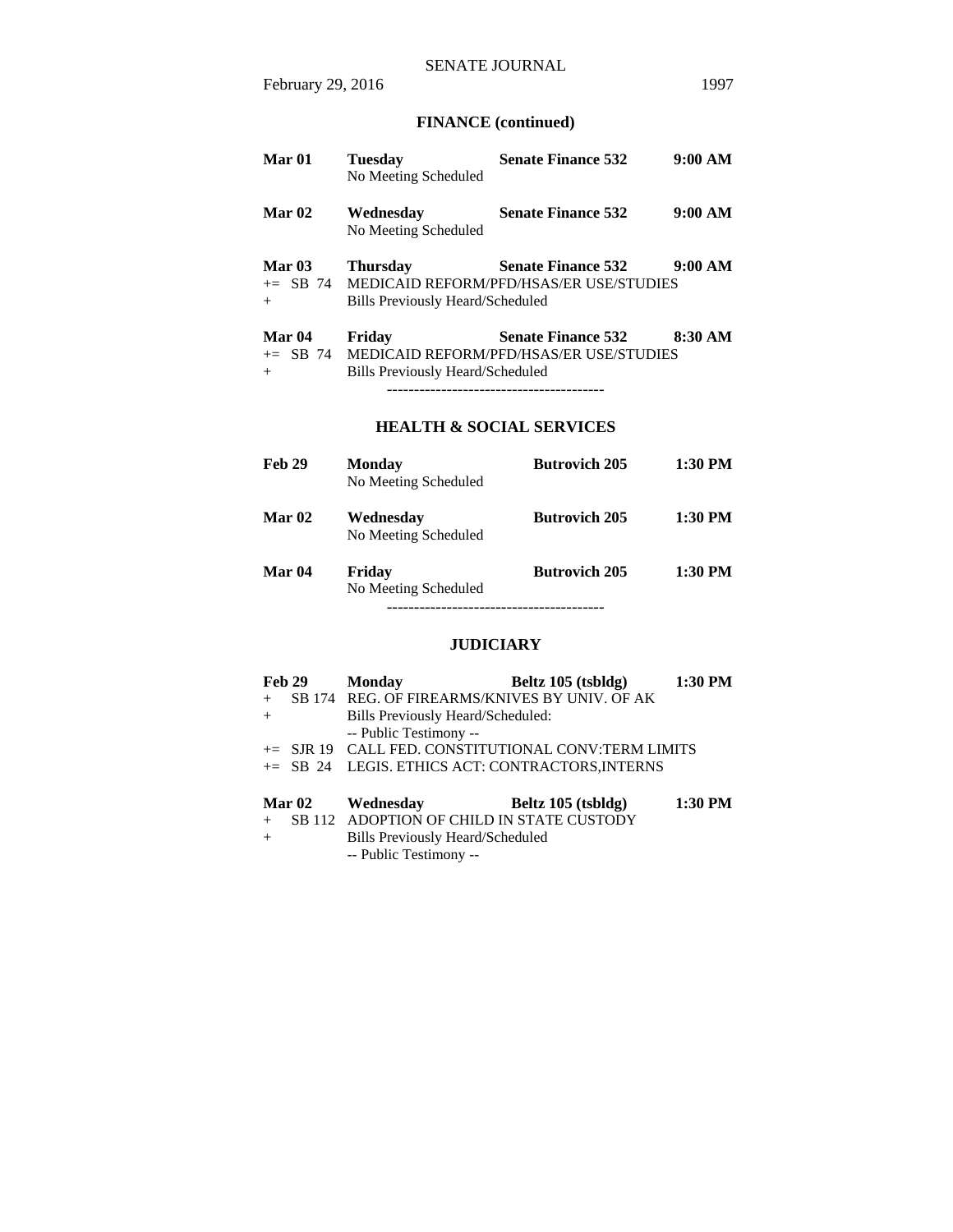## FINANCE (continued)

**Mar 01** **Tuesday** **Senate Finance 532** **9:00 AM**
No Meeting Scheduled

**Mar 02** **Wednesday** **Senate Finance 532** **9:00 AM**
No Meeting Scheduled

**Mar 03** **Thursday** **Senate Finance 532** **9:00 AM**
+= SB 74 MEDICAID REFORM/PFD/HSAS/ER USE/STUDIES
\+ Bills Previously Heard/Scheduled

**Mar 04** **Friday** **Senate Finance 532** **8:30 AM**
+= SB 74 MEDICAID REFORM/PFD/HSAS/ER USE/STUDIES
\+ Bills Previously Heard/Scheduled

----------------------------------------

## HEALTH & SOCIAL SERVICES

**Feb 29** **Monday** **Butrovich 205** **1:30 PM**
No Meeting Scheduled

**Mar 02** **Wednesday** **Butrovich 205** **1:30 PM**
No Meeting Scheduled

**Mar 04** **Friday** **Butrovich 205** **1:30 PM**
No Meeting Scheduled

----------------------------------------

## JUDICIARY

**Feb 29** **Monday** **Beltz 105 (tsbldg)** **1:30 PM**
\+ SB 174 REG. OF FIREARMS/KNIVES BY UNIV. OF AK
\+ Bills Previously Heard/Scheduled:
-- Public Testimony --
+= SJR 19 CALL FED. CONSTITUTIONAL CONV:TERM LIMITS
+= SB 24 LEGIS. ETHICS ACT: CONTRACTORS,INTERNS

**Mar 02** **Wednesday** **Beltz 105 (tsbldg)** **1:30 PM**
\+ SB 112 ADOPTION OF CHILD IN STATE CUSTODY
\+ Bills Previously Heard/Scheduled
-- Public Testimony --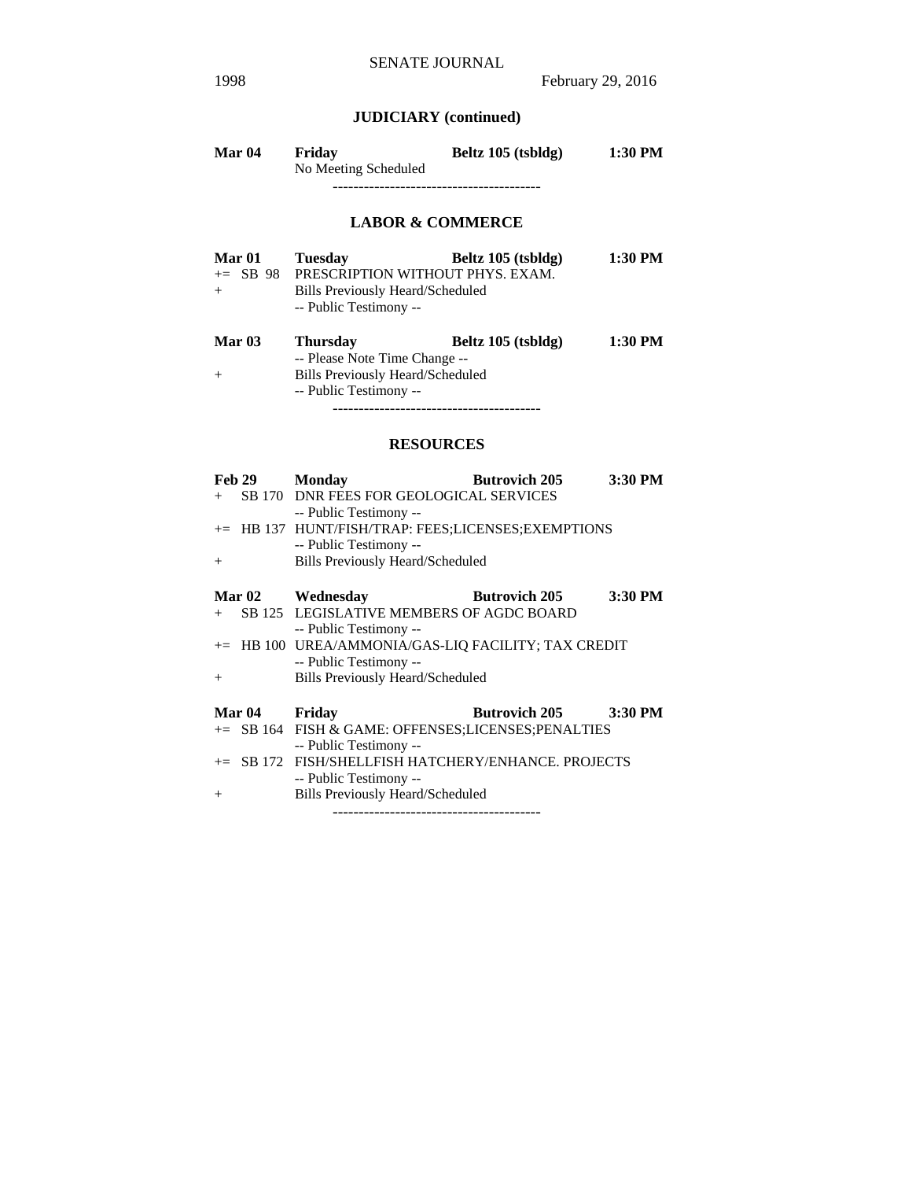## JUDICIARY (continued)

**Mar 04** **Friday** **Beltz 105 (tsbldg)** **1:30 PM**
No Meeting Scheduled

----------------------------------------

## LABOR & COMMERCE

**Mar 01** **Tuesday** **Beltz 105 (tsbldg)** **1:30 PM**
+= SB 98 PRESCRIPTION WITHOUT PHYS. EXAM.
+ Bills Previously Heard/Scheduled
-- Public Testimony --

**Mar 03** **Thursday** **Beltz 105 (tsbldg)** **1:30 PM**
-- Please Note Time Change --
+ Bills Previously Heard/Scheduled
-- Public Testimony --

----------------------------------------

## RESOURCES

**Feb 29** **Monday** **Butrovich 205** **3:30 PM**
+ SB 170 DNR FEES FOR GEOLOGICAL SERVICES
-- Public Testimony --
+= HB 137 HUNT/FISH/TRAP: FEES;LICENSES;EXEMPTIONS
-- Public Testimony --
+ Bills Previously Heard/Scheduled

**Mar 02** **Wednesday** **Butrovich 205** **3:30 PM**
+ SB 125 LEGISLATIVE MEMBERS OF AGDC BOARD
-- Public Testimony --
+= HB 100 UREA/AMMONIA/GAS-LIQ FACILITY; TAX CREDIT
-- Public Testimony --
+ Bills Previously Heard/Scheduled

**Mar 04** **Friday** **Butrovich 205** **3:30 PM**
+= SB 164 FISH & GAME: OFFENSES;LICENSES;PENALTIES
-- Public Testimony --
+= SB 172 FISH/SHELLFISH HATCHERY/ENHANCE. PROJECTS
-- Public Testimony --
+ Bills Previously Heard/Scheduled

----------------------------------------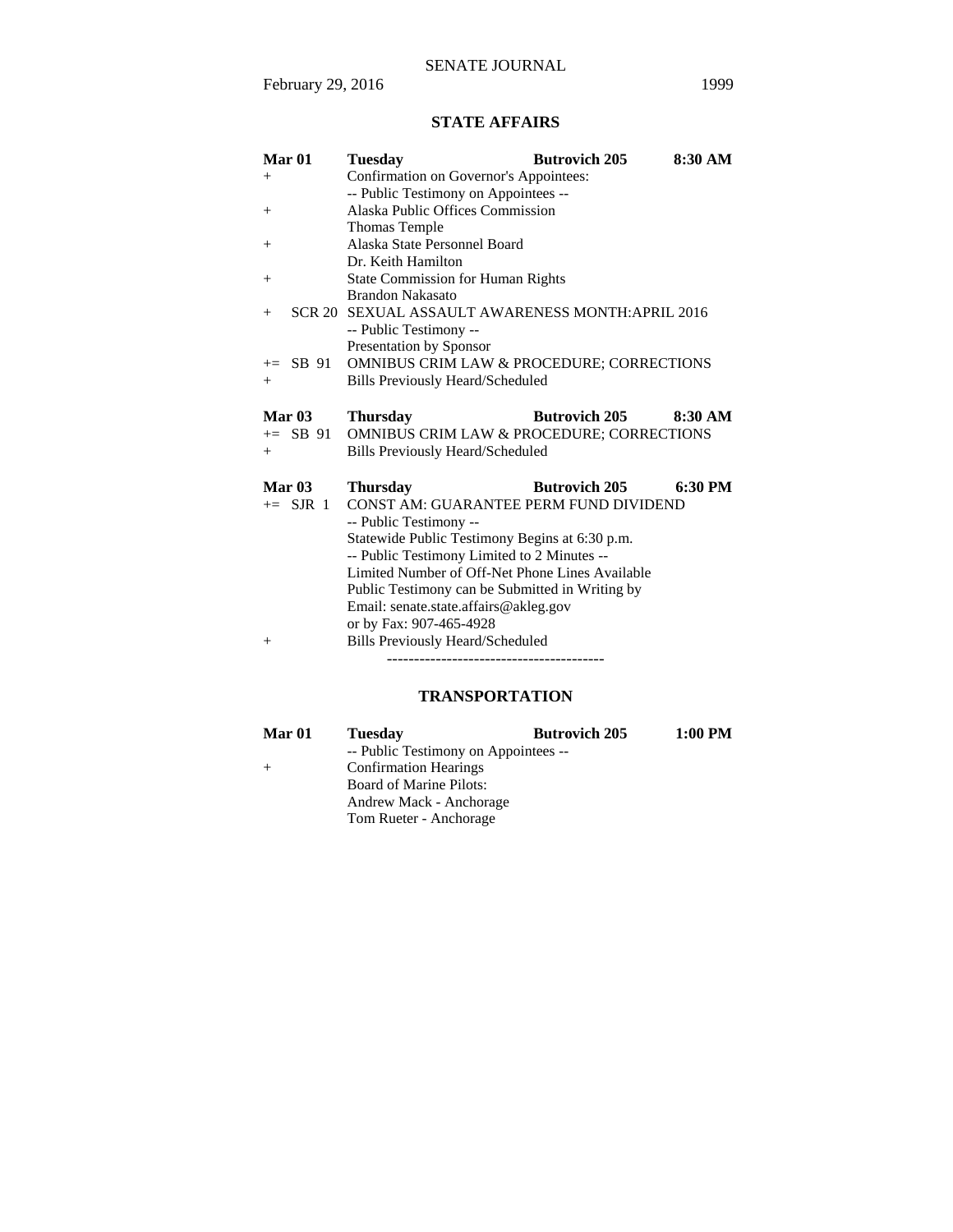## STATE AFFAIRS

| | | | |
|---|---|---|---|
| **Mar 01** | **Tuesday** | **Butrovich 205** | **8:30 AM** |
| + | Confirmation on Governor's Appointees: | | |
| | -- Public Testimony on Appointees -- | | |
| + | Alaska Public Offices Commission | | |
| | Thomas Temple | | |
| + | Alaska State Personnel Board | | |
| | Dr. Keith Hamilton | | |
| + | State Commission for Human Rights | | |
| | Brandon Nakasato | | |
| + SCR 20 | SEXUAL ASSAULT AWARENESS MONTH:APRIL 2016 | | |
| | -- Public Testimony -- | | |
| | Presentation by Sponsor | | |
| += SB 91 | OMNIBUS CRIM LAW & PROCEDURE; CORRECTIONS | | |
| + | Bills Previously Heard/Scheduled | | |

| | | | |
|---|---|---|---|
| **Mar 03** | **Thursday** | **Butrovich 205** | **8:30 AM** |
| += SB 91 | OMNIBUS CRIM LAW & PROCEDURE; CORRECTIONS | | |
| + | Bills Previously Heard/Scheduled | | |

| | | | |
|---|---|---|---|
| **Mar 03** | **Thursday** | **Butrovich 205** | **6:30 PM** |
| += SJR 1 | CONST AM: GUARANTEE PERM FUND DIVIDEND | | |
| | -- Public Testimony -- | | |
| | Statewide Public Testimony Begins at 6:30 p.m. | | |
| | -- Public Testimony Limited to 2 Minutes -- | | |
| | Limited Number of Off-Net Phone Lines Available | | |
| | Public Testimony can be Submitted in Writing by | | |
| | Email: senate.state.affairs@akleg.gov | | |
| | or by Fax: 907-465-4928 | | |
| + | Bills Previously Heard/Scheduled | | |

----------------------------------------

## TRANSPORTATION

| | | | |
|---|---|---|---|
| **Mar 01** | **Tuesday** | **Butrovich 205** | **1:00 PM** |
| | -- Public Testimony on Appointees -- | | |
| + | Confirmation Hearings | | |
| | Board of Marine Pilots: | | |
| | Andrew Mack - Anchorage | | |
| | Tom Rueter - Anchorage | | |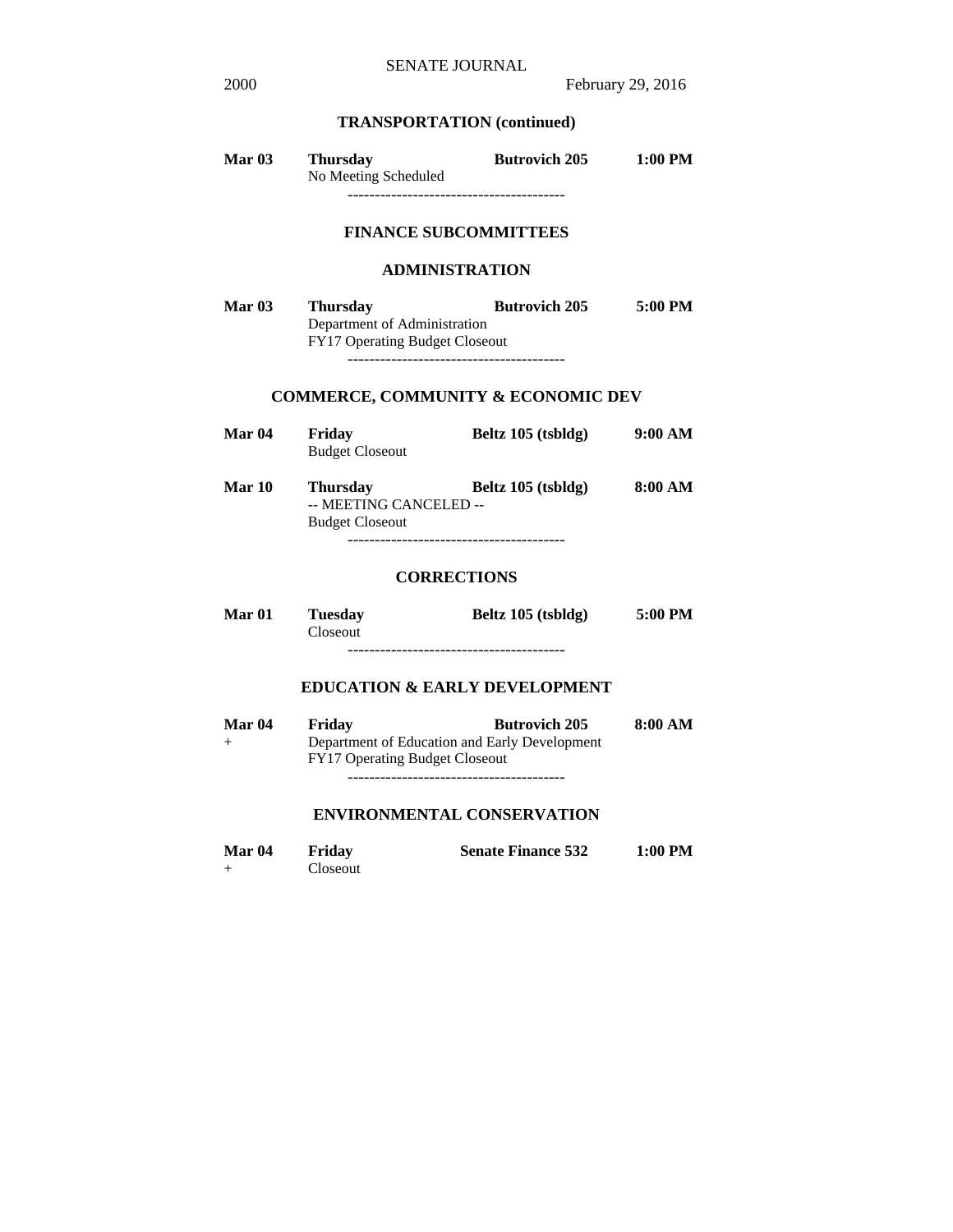## TRANSPORTATION (continued)

**Mar 03** **Thursday** **Butrovich 205** **1:00 PM**
No Meeting Scheduled

----------------------------------------

## FINANCE SUBCOMMITTEES

### ADMINISTRATION

**Mar 03** **Thursday** **Butrovich 205** **5:00 PM**
Department of Administration
FY17 Operating Budget Closeout

----------------------------------------

### COMMERCE, COMMUNITY & ECONOMIC DEV

**Mar 04** **Friday** **Beltz 105 (tsbldg)** **9:00 AM**
Budget Closeout

**Mar 10** **Thursday** **Beltz 105 (tsbldg)** **8:00 AM**
-- MEETING CANCELED --
Budget Closeout

----------------------------------------

### CORRECTIONS

**Mar 01** **Tuesday** **Beltz 105 (tsbldg)** **5:00 PM**
Closeout

----------------------------------------

### EDUCATION & EARLY DEVELOPMENT

**Mar 04** **Friday** **Butrovich 205** **8:00 AM**
+ Department of Education and Early Development
FY17 Operating Budget Closeout

----------------------------------------

### ENVIRONMENTAL CONSERVATION

**Mar 04** **Friday** **Senate Finance 532** **1:00 PM**
+ Closeout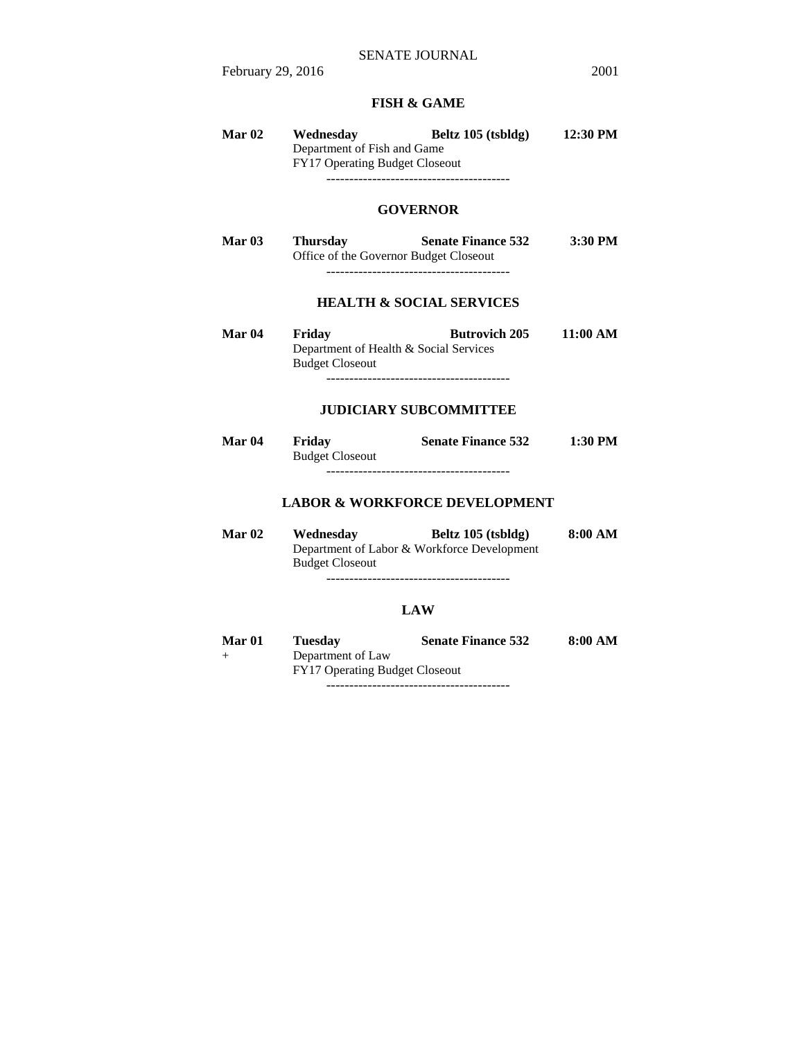### FISH & GAME

**Mar 02** **Wednesday** **Beltz 105 (tsbldg)** **12:30 PM**
Department of Fish and Game
FY17 Operating Budget Closeout

----------------------------------------

### GOVERNOR

**Mar 03** **Thursday** **Senate Finance 532** **3:30 PM**
Office of the Governor Budget Closeout

----------------------------------------

### HEALTH & SOCIAL SERVICES

**Mar 04** **Friday** **Butrovich 205** **11:00 AM**
Department of Health & Social Services
Budget Closeout

----------------------------------------

### JUDICIARY SUBCOMMITTEE

**Mar 04** **Friday** **Senate Finance 532** **1:30 PM**
Budget Closeout

----------------------------------------

### LABOR & WORKFORCE DEVELOPMENT

**Mar 02** **Wednesday** **Beltz 105 (tsbldg)** **8:00 AM**
Department of Labor & Workforce Development
Budget Closeout

----------------------------------------

### LAW

**Mar 01** **Tuesday** **Senate Finance 532** **8:00 AM**
\+ Department of Law
FY17 Operating Budget Closeout

----------------------------------------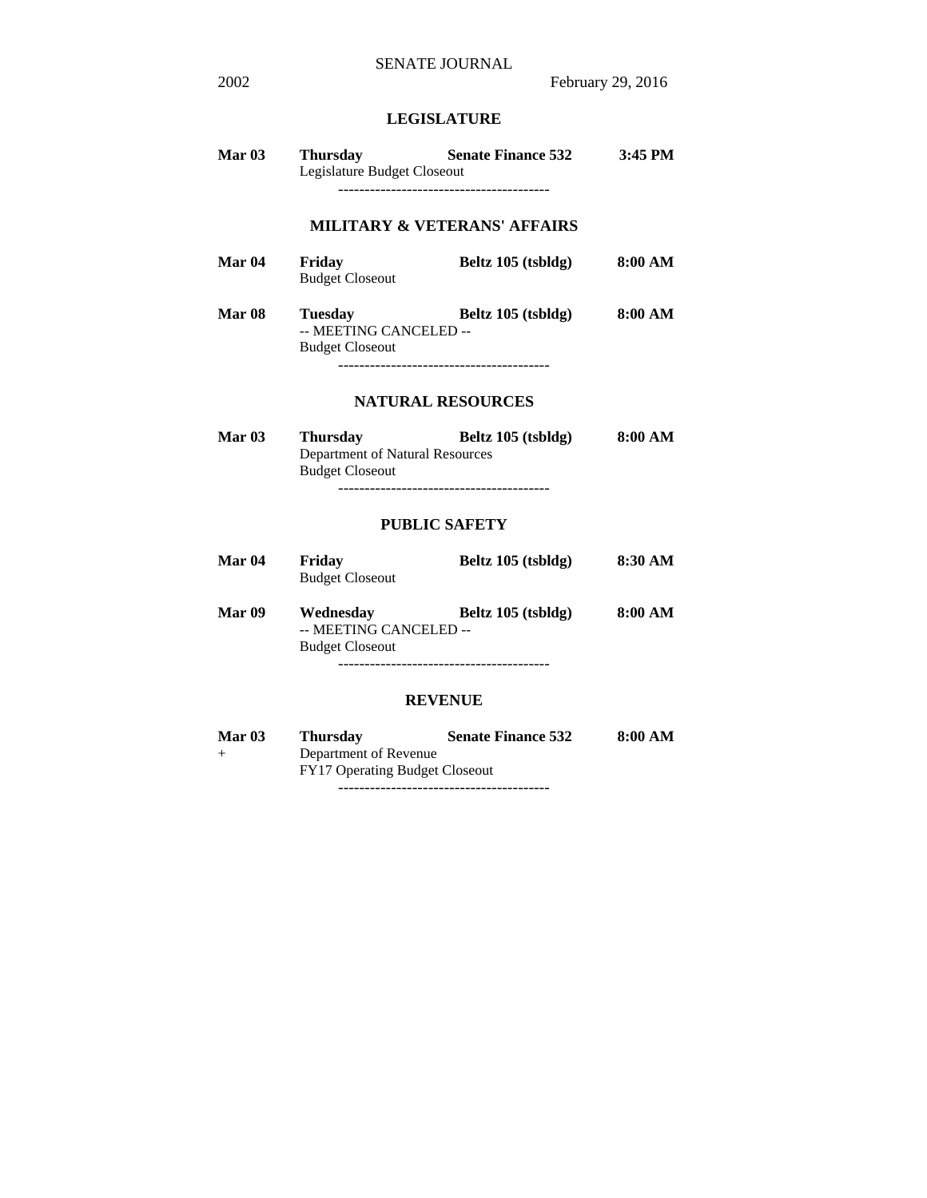## LEGISLATURE

| | | | |
|---|---|---|---|
| **Mar 03** | **Thursday** | **Senate Finance 532** | **3:45 PM** |
| | Legislature Budget Closeout | | |

----------------------------------------

## MILITARY & VETERANS' AFFAIRS

| | | | |
|---|---|---|---|
| **Mar 04** | **Friday** | **Beltz 105 (tsbldg)** | **8:00 AM** |
| | Budget Closeout | | |
| **Mar 08** | **Tuesday** | **Beltz 105 (tsbldg)** | **8:00 AM** |
| | -- MEETING CANCELED -- | | |
| | Budget Closeout | | |

----------------------------------------

## NATURAL RESOURCES

| | | | |
|---|---|---|---|
| **Mar 03** | **Thursday** | **Beltz 105 (tsbldg)** | **8:00 AM** |
| | Department of Natural Resources | | |
| | Budget Closeout | | |

----------------------------------------

## PUBLIC SAFETY

| | | | |
|---|---|---|---|
| **Mar 04** | **Friday** | **Beltz 105 (tsbldg)** | **8:30 AM** |
| | Budget Closeout | | |
| **Mar 09** | **Wednesday** | **Beltz 105 (tsbldg)** | **8:00 AM** |
| | -- MEETING CANCELED -- | | |
| | Budget Closeout | | |

----------------------------------------

## REVENUE

| | | | |
|---|---|---|---|
| **Mar 03** | **Thursday** | **Senate Finance 532** | **8:00 AM** |
| + | Department of Revenue | | |
| | FY17 Operating Budget Closeout | | |

----------------------------------------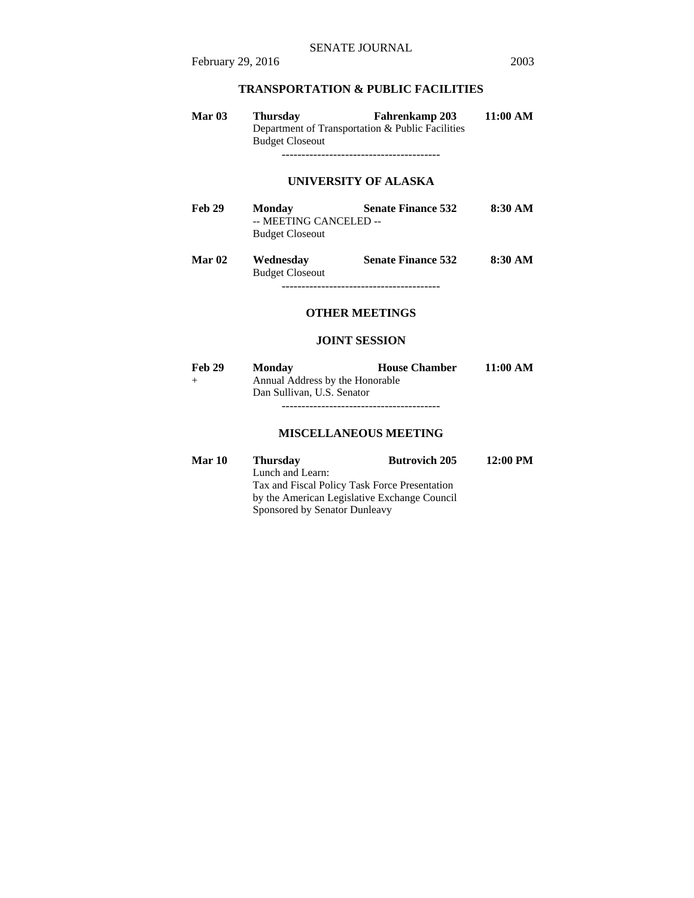## TRANSPORTATION & PUBLIC FACILITIES

| | | | |
|---|---|---|---|
| **Mar 03** | **Thursday** | **Fahrenkamp 203** | **11:00 AM** |
| | Department of Transportation & Public Facilities<br>Budget Closeout | | |

----------------------------------------

## UNIVERSITY OF ALASKA

| | | | |
|---|---|---|---|
| **Feb 29** | **Monday** | **Senate Finance 532** | **8:30 AM** |
| | -- MEETING CANCELED --<br>Budget Closeout | | |
| **Mar 02** | **Wednesday** | **Senate Finance 532** | **8:30 AM** |
| | Budget Closeout | | |

----------------------------------------

## OTHER MEETINGS

## JOINT SESSION

| | | | |
|---|---|---|---|
| **Feb 29** | **Monday** | **House Chamber** | **11:00 AM** |
| + | Annual Address by the Honorable<br>Dan Sullivan, U.S. Senator | | |

----------------------------------------

## MISCELLANEOUS MEETING

| | | | |
|---|---|---|---|
| **Mar 10** | **Thursday** | **Butrovich 205** | **12:00 PM** |
| | Lunch and Learn:<br>Tax and Fiscal Policy Task Force Presentation<br>by the American Legislative Exchange Council<br>Sponsored by Senator Dunleavy | | |